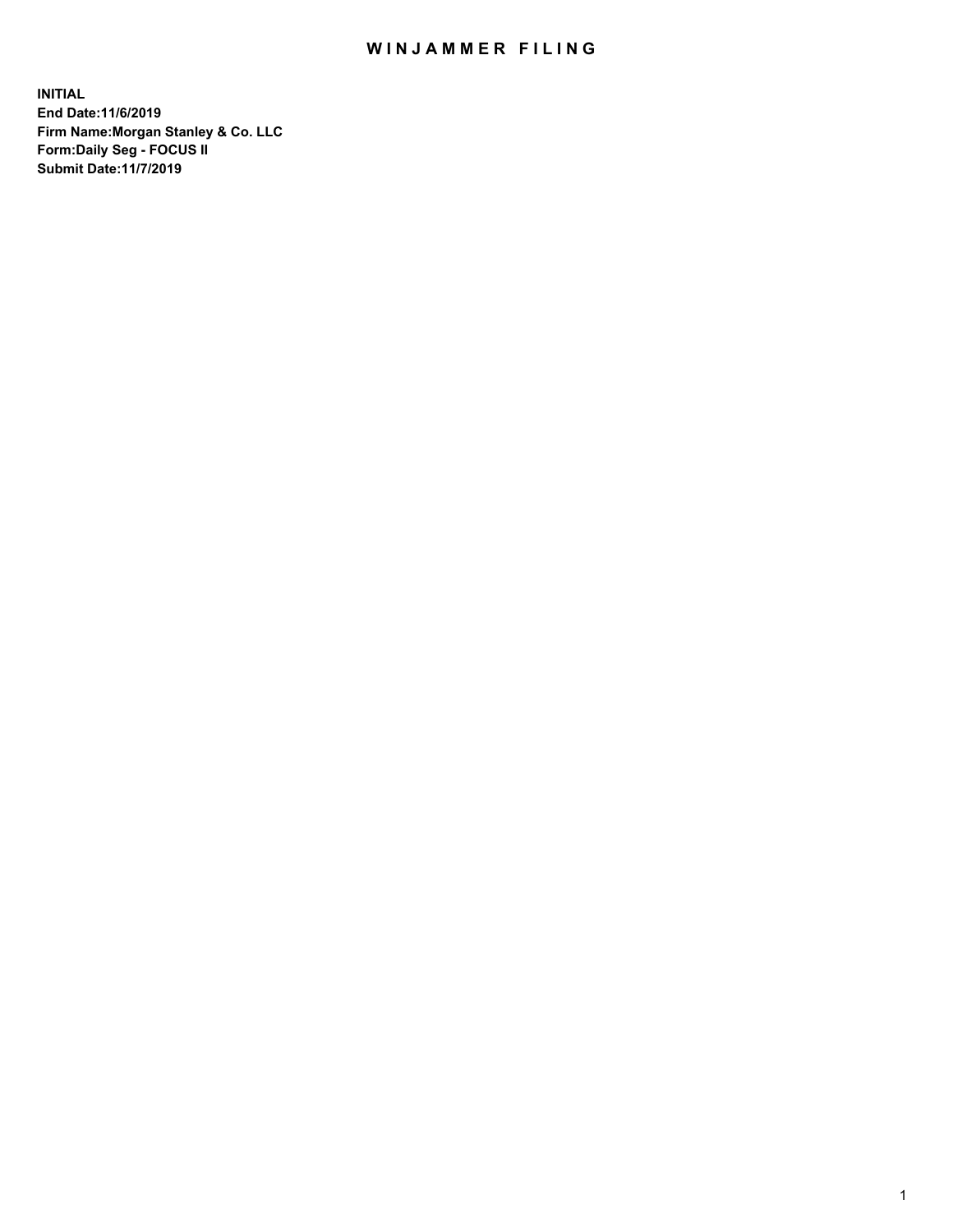# WINJAMMER FILING

**INITIAL**
**End Date:11/6/2019**
**Firm Name:Morgan Stanley & Co. LLC**
**Form:Daily Seg - FOCUS II**
**Submit Date:11/7/2019**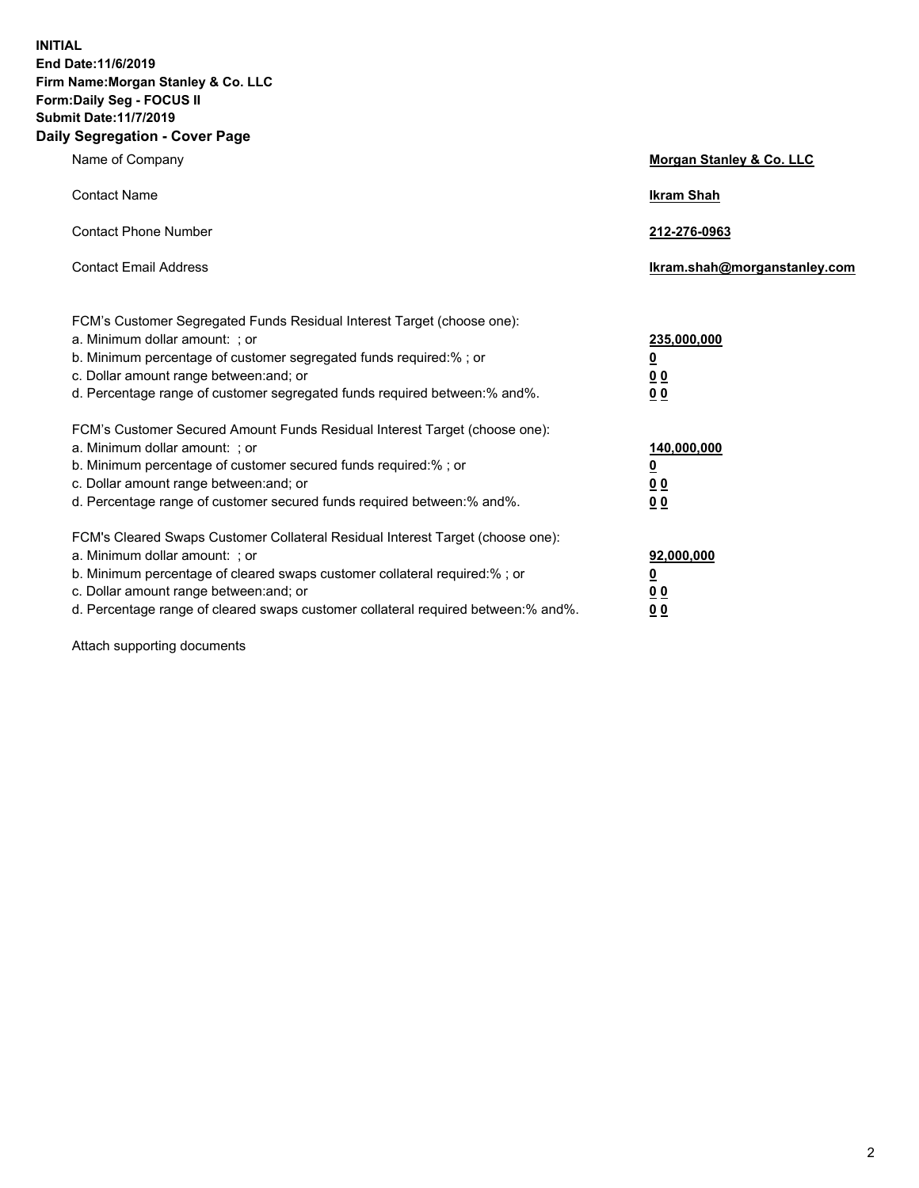**INITIAL**
**End Date:11/6/2019**
**Firm Name:Morgan Stanley & Co. LLC**
**Form:Daily Seg - FOCUS II**
**Submit Date:11/7/2019**

## Daily Segregation - Cover Page

| | |
|---|---|
| Name of Company | **Morgan Stanley & Co. LLC** |
| Contact Name | **Ikram Shah** |
| Contact Phone Number | **212-276-0963** |
| Contact Email Address | **Ikram.shah@morganstanley.com** |

| | |
|---|---|
| FCM's Customer Segregated Funds Residual Interest Target (choose one): | |
| a. Minimum dollar amount: ; or | **235,000,000** |
| b. Minimum percentage of customer segregated funds required:% ; or | **0** |
| c. Dollar amount range between:and; or | **0 0** |
| d. Percentage range of customer segregated funds required between:% and%. | **0 0** |
| FCM's Customer Secured Amount Funds Residual Interest Target (choose one): | |
| a. Minimum dollar amount: ; or | **140,000,000** |
| b. Minimum percentage of customer secured funds required:% ; or | **0** |
| c. Dollar amount range between:and; or | **0 0** |
| d. Percentage range of customer secured funds required between:% and%. | **0 0** |
| FCM's Cleared Swaps Customer Collateral Residual Interest Target (choose one): | |
| a. Minimum dollar amount: ; or | **92,000,000** |
| b. Minimum percentage of cleared swaps customer collateral required:% ; or | **0** |
| c. Dollar amount range between:and; or | **0 0** |
| d. Percentage range of cleared swaps customer collateral required between:% and%. | **0 0** |

Attach supporting documents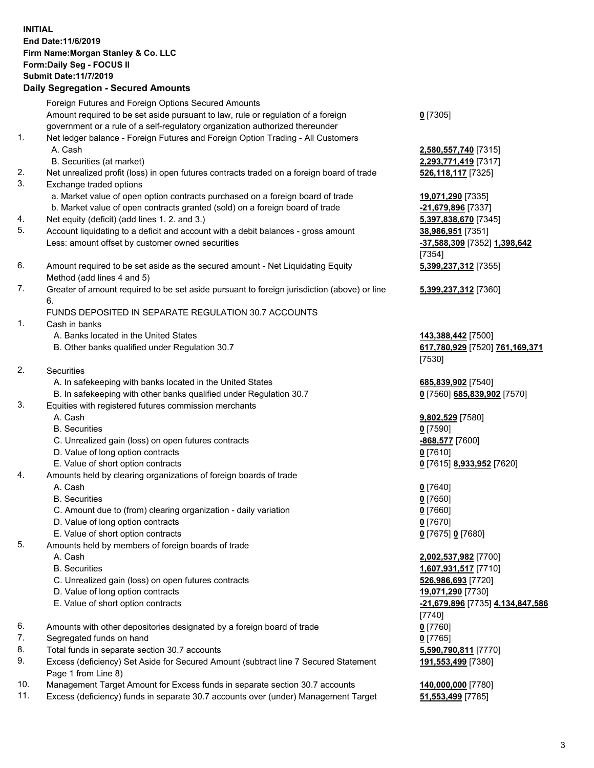**INITIAL**
**End Date:11/6/2019**
**Firm Name:Morgan Stanley & Co. LLC**
**Form:Daily Seg - FOCUS II**
**Submit Date:11/7/2019**

## Daily Segregation - Secured Amounts

| | | |
|---|---|---|
| | Foreign Futures and Foreign Options Secured Amounts | |
| | Amount required to be set aside pursuant to law, rule or regulation of a foreign government or a rule of a self-regulatory organization authorized thereunder | 0 [7305] |
| 1. | Net ledger balance - Foreign Futures and Foreign Option Trading - All Customers | |
| | A. Cash | 2,580,557,740 [7315] |
| | B. Securities (at market) | 2,293,771,419 [7317] |
| 2. | Net unrealized profit (loss) in open futures contracts traded on a foreign board of trade | 526,118,117 [7325] |
| 3. | Exchange traded options | |
| | a. Market value of open option contracts purchased on a foreign board of trade | 19,071,290 [7335] |
| | b. Market value of open contracts granted (sold) on a foreign board of trade | -21,679,896 [7337] |
| 4. | Net equity (deficit) (add lines 1. 2. and 3.) | 5,397,838,670 [7345] |
| 5. | Account liquidating to a deficit and account with a debit balances - gross amount | 38,986,951 [7351] |
| | Less: amount offset by customer owned securities | -37,588,309 [7352] 1,398,642 [7354] |
| 6. | Amount required to be set aside as the secured amount - Net Liquidating Equity Method (add lines 4 and 5) | 5,399,237,312 [7355] |
| 7. | Greater of amount required to be set aside pursuant to foreign jurisdiction (above) or line 6. | 5,399,237,312 [7360] |
| | FUNDS DEPOSITED IN SEPARATE REGULATION 30.7 ACCOUNTS | |
| 1. | Cash in banks | |
| | A. Banks located in the United States | 143,388,442 [7500] |
| | B. Other banks qualified under Regulation 30.7 | 617,780,929 [7520] 761,169,371 [7530] |
| 2. | Securities | |
| | A. In safekeeping with banks located in the United States | 685,839,902 [7540] |
| | B. In safekeeping with other banks qualified under Regulation 30.7 | 0 [7560] 685,839,902 [7570] |
| 3. | Equities with registered futures commission merchants | |
| | A. Cash | 9,802,529 [7580] |
| | B. Securities | 0 [7590] |
| | C. Unrealized gain (loss) on open futures contracts | -868,577 [7600] |
| | D. Value of long option contracts | 0 [7610] |
| | E. Value of short option contracts | 0 [7615] 8,933,952 [7620] |
| 4. | Amounts held by clearing organizations of foreign boards of trade | |
| | A. Cash | 0 [7640] |
| | B. Securities | 0 [7650] |
| | C. Amount due to (from) clearing organization - daily variation | 0 [7660] |
| | D. Value of long option contracts | 0 [7670] |
| | E. Value of short option contracts | 0 [7675] 0 [7680] |
| 5. | Amounts held by members of foreign boards of trade | |
| | A. Cash | 2,002,537,982 [7700] |
| | B. Securities | 1,607,931,517 [7710] |
| | C. Unrealized gain (loss) on open futures contracts | 526,986,693 [7720] |
| | D. Value of long option contracts | 19,071,290 [7730] |
| | E. Value of short option contracts | -21,679,896 [7735] 4,134,847,586 [7740] |
| 6. | Amounts with other depositories designated by a foreign board of trade | 0 [7760] |
| 7. | Segregated funds on hand | 0 [7765] |
| 8. | Total funds in separate section 30.7 accounts | 5,590,790,811 [7770] |
| 9. | Excess (deficiency) Set Aside for Secured Amount (subtract line 7 Secured Statement Page 1 from Line 8) | 191,553,499 [7380] |
| 10. | Management Target Amount for Excess funds in separate section 30.7 accounts | 140,000,000 [7780] |
| 11. | Excess (deficiency) funds in separate 30.7 accounts over (under) Management Target | 51,553,499 [7785] |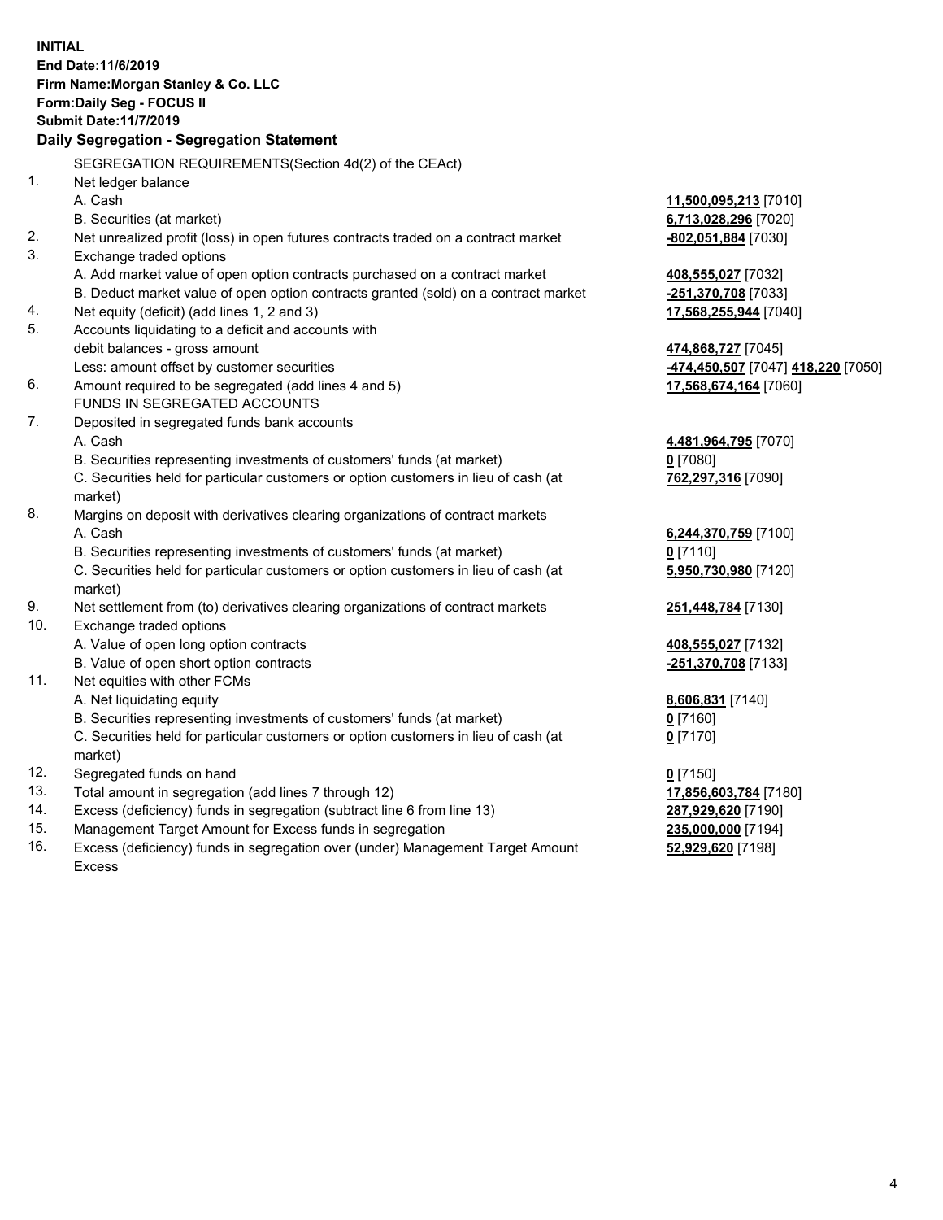**INITIAL**
**End Date:11/6/2019**
**Firm Name:Morgan Stanley & Co. LLC**
**Form:Daily Seg - FOCUS II**
**Submit Date:11/7/2019**

**Daily Segregation - Segregation Statement**

SEGREGATION REQUIREMENTS(Section 4d(2) of the CEAct)

| | | |
|---|---|---|
| 1. | Net ledger balance | |
| | A. Cash | **11,500,095,213** [7010] |
| | B. Securities (at market) | **6,713,028,296** [7020] |
| 2. | Net unrealized profit (loss) in open futures contracts traded on a contract market | **-802,051,884** [7030] |
| 3. | Exchange traded options | |
| | A. Add market value of open option contracts purchased on a contract market | **408,555,027** [7032] |
| | B. Deduct market value of open option contracts granted (sold) on a contract market | **-251,370,708** [7033] |
| 4. | Net equity (deficit) (add lines 1, 2 and 3) | **17,568,255,944** [7040] |
| 5. | Accounts liquidating to a deficit and accounts with debit balances - gross amount | **474,868,727** [7045] |
| | Less: amount offset by customer securities | **-474,450,507** [7047] **418,220** [7050] |
| 6. | Amount required to be segregated (add lines 4 and 5) | **17,568,674,164** [7060] |
| | FUNDS IN SEGREGATED ACCOUNTS | |
| 7. | Deposited in segregated funds bank accounts | |
| | A. Cash | **4,481,964,795** [7070] |
| | B. Securities representing investments of customers' funds (at market) | **0** [7080] |
| | C. Securities held for particular customers or option customers in lieu of cash (at market) | **762,297,316** [7090] |
| 8. | Margins on deposit with derivatives clearing organizations of contract markets | |
| | A. Cash | **6,244,370,759** [7100] |
| | B. Securities representing investments of customers' funds (at market) | **0** [7110] |
| | C. Securities held for particular customers or option customers in lieu of cash (at market) | **5,950,730,980** [7120] |
| 9. | Net settlement from (to) derivatives clearing organizations of contract markets | **251,448,784** [7130] |
| 10. | Exchange traded options | |
| | A. Value of open long option contracts | **408,555,027** [7132] |
| | B. Value of open short option contracts | **-251,370,708** [7133] |
| 11. | Net equities with other FCMs | |
| | A. Net liquidating equity | **8,606,831** [7140] |
| | B. Securities representing investments of customers' funds (at market) | **0** [7160] |
| | C. Securities held for particular customers or option customers in lieu of cash (at market) | **0** [7170] |
| 12. | Segregated funds on hand | **0** [7150] |
| 13. | Total amount in segregation (add lines 7 through 12) | **17,856,603,784** [7180] |
| 14. | Excess (deficiency) funds in segregation (subtract line 6 from line 13) | **287,929,620** [7190] |
| 15. | Management Target Amount for Excess funds in segregation | **235,000,000** [7194] |
| 16. | Excess (deficiency) funds in segregation over (under) Management Target Amount Excess | **52,929,620** [7198] |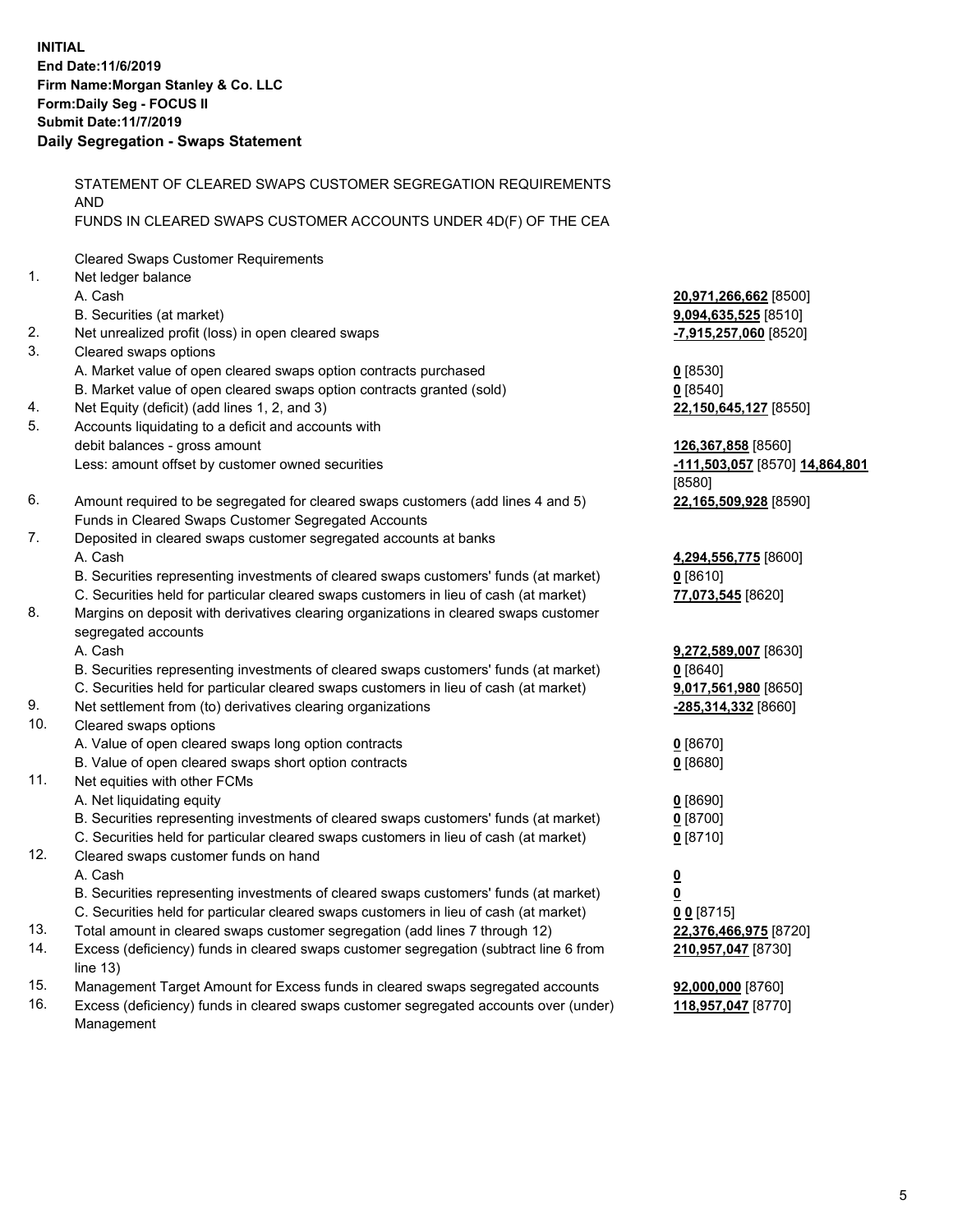**INITIAL**
**End Date:11/6/2019**
**Firm Name:Morgan Stanley & Co. LLC**
**Form:Daily Seg - FOCUS II**
**Submit Date:11/7/2019**
**Daily Segregation - Swaps Statement**

STATEMENT OF CLEARED SWAPS CUSTOMER SEGREGATION REQUIREMENTS AND FUNDS IN CLEARED SWAPS CUSTOMER ACCOUNTS UNDER 4D(F) OF THE CEA

| | | |
|---|---|---|
| | Cleared Swaps Customer Requirements | |
| 1. | Net ledger balance | |
| | A. Cash | **20,971,266,662** [8500] |
| | B. Securities (at market) | **9,094,635,525** [8510] |
| 2. | Net unrealized profit (loss) in open cleared swaps | **-7,915,257,060** [8520] |
| 3. | Cleared swaps options | |
| | A. Market value of open cleared swaps option contracts purchased | **0** [8530] |
| | B. Market value of open cleared swaps option contracts granted (sold) | **0** [8540] |
| 4. | Net Equity (deficit) (add lines 1, 2, and 3) | **22,150,645,127** [8550] |
| 5. | Accounts liquidating to a deficit and accounts with debit balances - gross amount | **126,367,858** [8560] |
| | Less: amount offset by customer owned securities | **-111,503,057** [8570] **14,864,801** [8580] |
| 6. | Amount required to be segregated for cleared swaps customers (add lines 4 and 5) | **22,165,509,928** [8590] |
| | Funds in Cleared Swaps Customer Segregated Accounts | |
| 7. | Deposited in cleared swaps customer segregated accounts at banks | |
| | A. Cash | **4,294,556,775** [8600] |
| | B. Securities representing investments of cleared swaps customers' funds (at market) | **0** [8610] |
| | C. Securities held for particular cleared swaps customers in lieu of cash (at market) | **77,073,545** [8620] |
| 8. | Margins on deposit with derivatives clearing organizations in cleared swaps customer segregated accounts | |
| | A. Cash | **9,272,589,007** [8630] |
| | B. Securities representing investments of cleared swaps customers' funds (at market) | **0** [8640] |
| | C. Securities held for particular cleared swaps customers in lieu of cash (at market) | **9,017,561,980** [8650] |
| 9. | Net settlement from (to) derivatives clearing organizations | **-285,314,332** [8660] |
| 10. | Cleared swaps options | |
| | A. Value of open cleared swaps long option contracts | **0** [8670] |
| | B. Value of open cleared swaps short option contracts | **0** [8680] |
| 11. | Net equities with other FCMs | |
| | A. Net liquidating equity | **0** [8690] |
| | B. Securities representing investments of cleared swaps customers' funds (at market) | **0** [8700] |
| | C. Securities held for particular cleared swaps customers in lieu of cash (at market) | **0** [8710] |
| 12. | Cleared swaps customer funds on hand | |
| | A. Cash | **0** |
| | B. Securities representing investments of cleared swaps customers' funds (at market) | **0** |
| | C. Securities held for particular cleared swaps customers in lieu of cash (at market) | **0** **0** [8715] |
| 13. | Total amount in cleared swaps customer segregation (add lines 7 through 12) | **22,376,466,975** [8720] |
| 14. | Excess (deficiency) funds in cleared swaps customer segregation (subtract line 6 from line 13) | **210,957,047** [8730] |
| 15. | Management Target Amount for Excess funds in cleared swaps segregated accounts | **92,000,000** [8760] |
| 16. | Excess (deficiency) funds in cleared swaps customer segregated accounts over (under) Management | **118,957,047** [8770] |